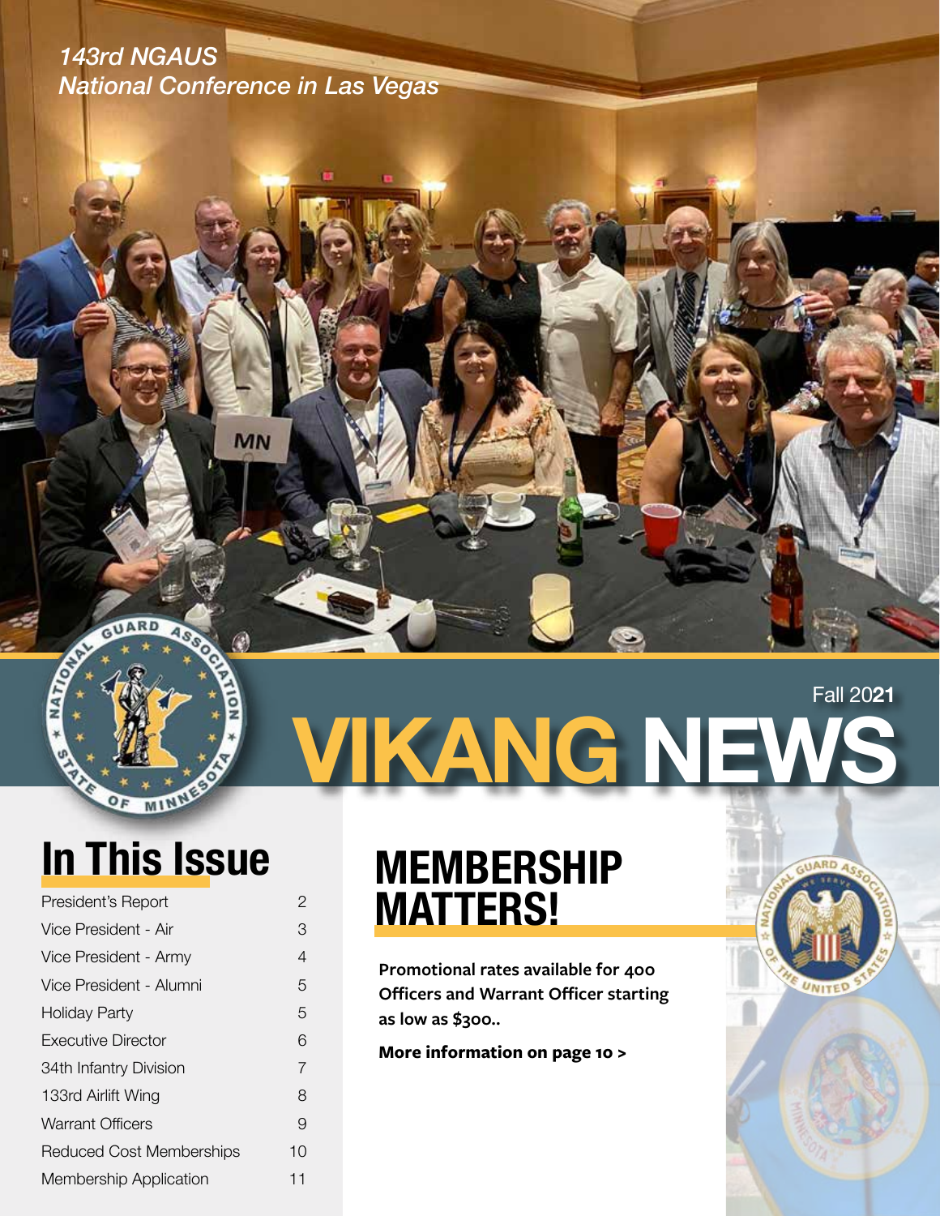*143rd NGAUS National Conference in Las Vegas*

Fall 2021

# VIKANG NEWS

## In This Issue

| | |
|---|---|
| President's Report | 2 |
| Vice President - Air | 3 |
| Vice President - Army | 4 |
| Vice President - Alumni | 5 |
| Holiday Party | 5 |
| Executive Director | 6 |
| 34th Infantry Division | 7 |
| 133rd Airlift Wing | 8 |
| Warrant Officers | 9 |
| Reduced Cost Memberships | 10 |
| Membership Application | 11 |

## MEMBERSHIP MATTERS!

**Promotional rates available for 400 Officers and Warrant Officer starting as low as $300..**

**More information on page 10 >**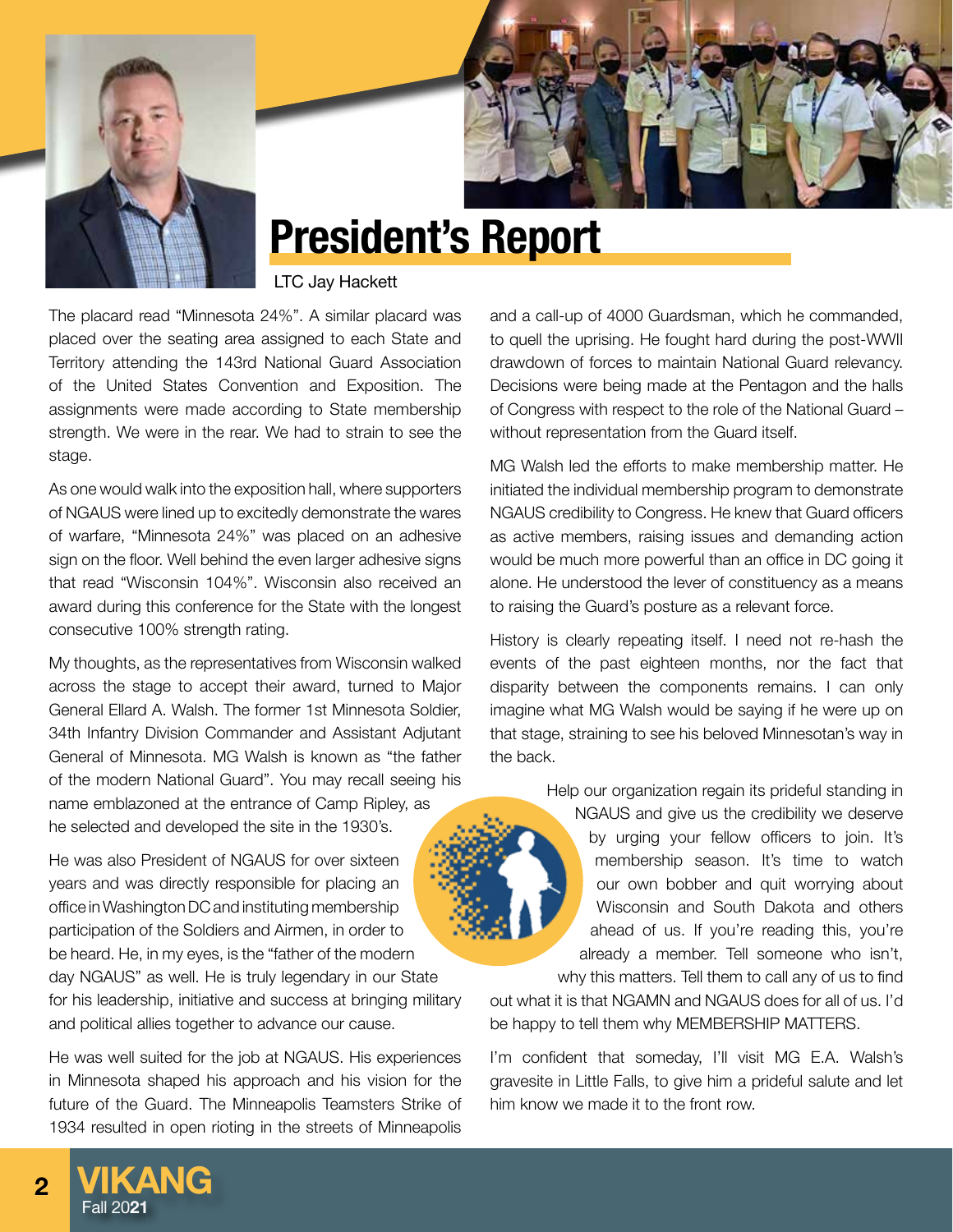# President's Report

LTC Jay Hackett

The placard read "Minnesota 24%". A similar placard was placed over the seating area assigned to each State and Territory attending the 143rd National Guard Association of the United States Convention and Exposition. The assignments were made according to State membership strength. We were in the rear. We had to strain to see the stage.

As one would walk into the exposition hall, where supporters of NGAUS were lined up to excitedly demonstrate the wares of warfare, "Minnesota 24%" was placed on an adhesive sign on the floor. Well behind the even larger adhesive signs that read "Wisconsin 104%". Wisconsin also received an award during this conference for the State with the longest consecutive 100% strength rating.

My thoughts, as the representatives from Wisconsin walked across the stage to accept their award, turned to Major General Ellard A. Walsh. The former 1st Minnesota Soldier, 34th Infantry Division Commander and Assistant Adjutant General of Minnesota. MG Walsh is known as "the father of the modern National Guard". You may recall seeing his name emblazoned at the entrance of Camp Ripley, as he selected and developed the site in the 1930's.

He was also President of NGAUS for over sixteen years and was directly responsible for placing an office in Washington DC and instituting membership participation of the Soldiers and Airmen, in order to be heard. He, in my eyes, is the "father of the modern day NGAUS" as well. He is truly legendary in our State for his leadership, initiative and success at bringing military and political allies together to advance our cause.

He was well suited for the job at NGAUS. His experiences in Minnesota shaped his approach and his vision for the future of the Guard. The Minneapolis Teamsters Strike of 1934 resulted in open rioting in the streets of Minneapolis and a call-up of 4000 Guardsman, which he commanded, to quell the uprising. He fought hard during the post-WWII drawdown of forces to maintain National Guard relevancy. Decisions were being made at the Pentagon and the halls of Congress with respect to the role of the National Guard – without representation from the Guard itself.

MG Walsh led the efforts to make membership matter. He initiated the individual membership program to demonstrate NGAUS credibility to Congress. He knew that Guard officers as active members, raising issues and demanding action would be much more powerful than an office in DC going it alone. He understood the lever of constituency as a means to raising the Guard's posture as a relevant force.

History is clearly repeating itself. I need not re-hash the events of the past eighteen months, nor the fact that disparity between the components remains. I can only imagine what MG Walsh would be saying if he were up on that stage, straining to see his beloved Minnesotan's way in the back.

Help our organization regain its prideful standing in NGAUS and give us the credibility we deserve by urging your fellow officers to join. It's membership season. It's time to watch our own bobber and quit worrying about Wisconsin and South Dakota and others ahead of us. If you're reading this, you're already a member. Tell someone who isn't, why this matters. Tell them to call any of us to find out what it is that NGAMN and NGAUS does for all of us. I'd be happy to tell them why MEMBERSHIP MATTERS.

I'm confident that someday, I'll visit MG E.A. Walsh's gravesite in Little Falls, to give him a prideful salute and let him know we made it to the front row.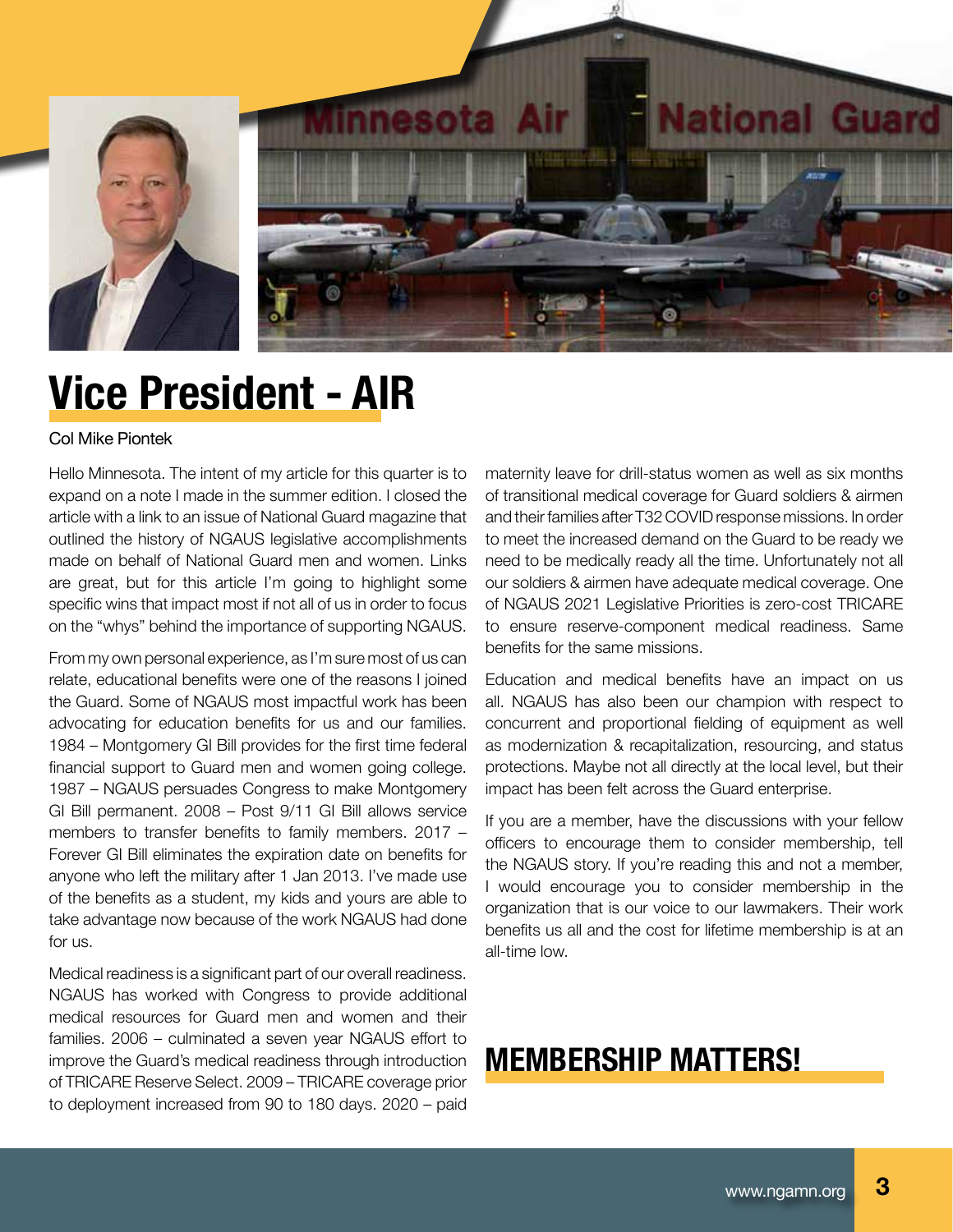# Vice President - AIR

Col Mike Piontek

Hello Minnesota. The intent of my article for this quarter is to expand on a note I made in the summer edition. I closed the article with a link to an issue of National Guard magazine that outlined the history of NGAUS legislative accomplishments made on behalf of National Guard men and women. Links are great, but for this article I'm going to highlight some specific wins that impact most if not all of us in order to focus on the "whys" behind the importance of supporting NGAUS.

From my own personal experience, as I'm sure most of us can relate, educational benefits were one of the reasons I joined the Guard. Some of NGAUS most impactful work has been advocating for education benefits for us and our families. 1984 – Montgomery GI Bill provides for the first time federal financial support to Guard men and women going college. 1987 – NGAUS persuades Congress to make Montgomery GI Bill permanent. 2008 – Post 9/11 GI Bill allows service members to transfer benefits to family members. 2017 – Forever GI Bill eliminates the expiration date on benefits for anyone who left the military after 1 Jan 2013. I've made use of the benefits as a student, my kids and yours are able to take advantage now because of the work NGAUS had done for us.

Medical readiness is a significant part of our overall readiness. NGAUS has worked with Congress to provide additional medical resources for Guard men and women and their families. 2006 – culminated a seven year NGAUS effort to improve the Guard's medical readiness through introduction of TRICARE Reserve Select. 2009 – TRICARE coverage prior to deployment increased from 90 to 180 days. 2020 – paid maternity leave for drill-status women as well as six months of transitional medical coverage for Guard soldiers & airmen and their families after T32 COVID response missions. In order to meet the increased demand on the Guard to be ready we need to be medically ready all the time. Unfortunately not all our soldiers & airmen have adequate medical coverage. One of NGAUS 2021 Legislative Priorities is zero-cost TRICARE to ensure reserve-component medical readiness. Same benefits for the same missions.

Education and medical benefits have an impact on us all. NGAUS has also been our champion with respect to concurrent and proportional fielding of equipment as well as modernization & recapitalization, resourcing, and status protections. Maybe not all directly at the local level, but their impact has been felt across the Guard enterprise.

If you are a member, have the discussions with your fellow officers to encourage them to consider membership, tell the NGAUS story. If you're reading this and not a member, I would encourage you to consider membership in the organization that is our voice to our lawmakers. Their work benefits us all and the cost for lifetime membership is at an all-time low.

## MEMBERSHIP MATTERS!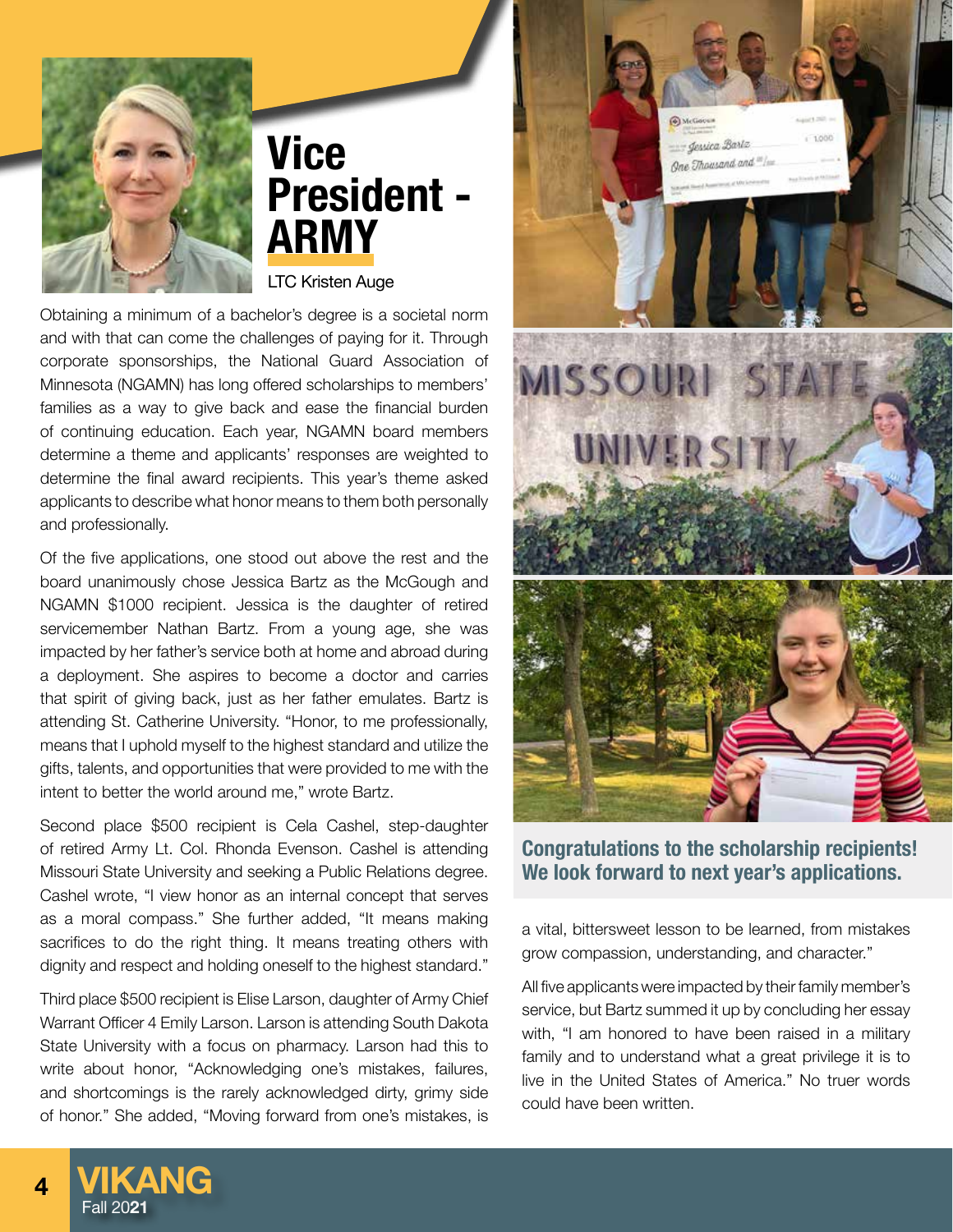# Vice President - ARMY

LTC Kristen Auge

Obtaining a minimum of a bachelor's degree is a societal norm and with that can come the challenges of paying for it. Through corporate sponsorships, the National Guard Association of Minnesota (NGAMN) has long offered scholarships to members' families as a way to give back and ease the financial burden of continuing education. Each year, NGAMN board members determine a theme and applicants' responses are weighted to determine the final award recipients. This year's theme asked applicants to describe what honor means to them both personally and professionally.

Of the five applications, one stood out above the rest and the board unanimously chose Jessica Bartz as the McGough and NGAMN $1000 recipient. Jessica is the daughter of retired servicemember Nathan Bartz. From a young age, she was impacted by her father's service both at home and abroad during a deployment. She aspires to become a doctor and carries that spirit of giving back, just as her father emulates. Bartz is attending St. Catherine University. "Honor, to me professionally, means that I uphold myself to the highest standard and utilize the gifts, talents, and opportunities that were provided to me with the intent to better the world around me," wrote Bartz.

Second place $500 recipient is Cela Cashel, step-daughter of retired Army Lt. Col. Rhonda Evenson. Cashel is attending Missouri State University and seeking a Public Relations degree. Cashel wrote, "I view honor as an internal concept that serves as a moral compass." She further added, "It means making sacrifices to do the right thing. It means treating others with dignity and respect and holding oneself to the highest standard."

Third place $500 recipient is Elise Larson, daughter of Army Chief Warrant Officer 4 Emily Larson. Larson is attending South Dakota State University with a focus on pharmacy. Larson had this to write about honor, "Acknowledging one's mistakes, failures, and shortcomings is the rarely acknowledged dirty, grimy side of honor." She added, "Moving forward from one's mistakes, is a vital, bittersweet lesson to be learned, from mistakes grow compassion, understanding, and character."

All five applicants were impacted by their family member's service, but Bartz summed it up by concluding her essay with, "I am honored to have been raised in a military family and to understand what a great privilege it is to live in the United States of America." No truer words could have been written.

**Congratulations to the scholarship recipients! We look forward to next year's applications.**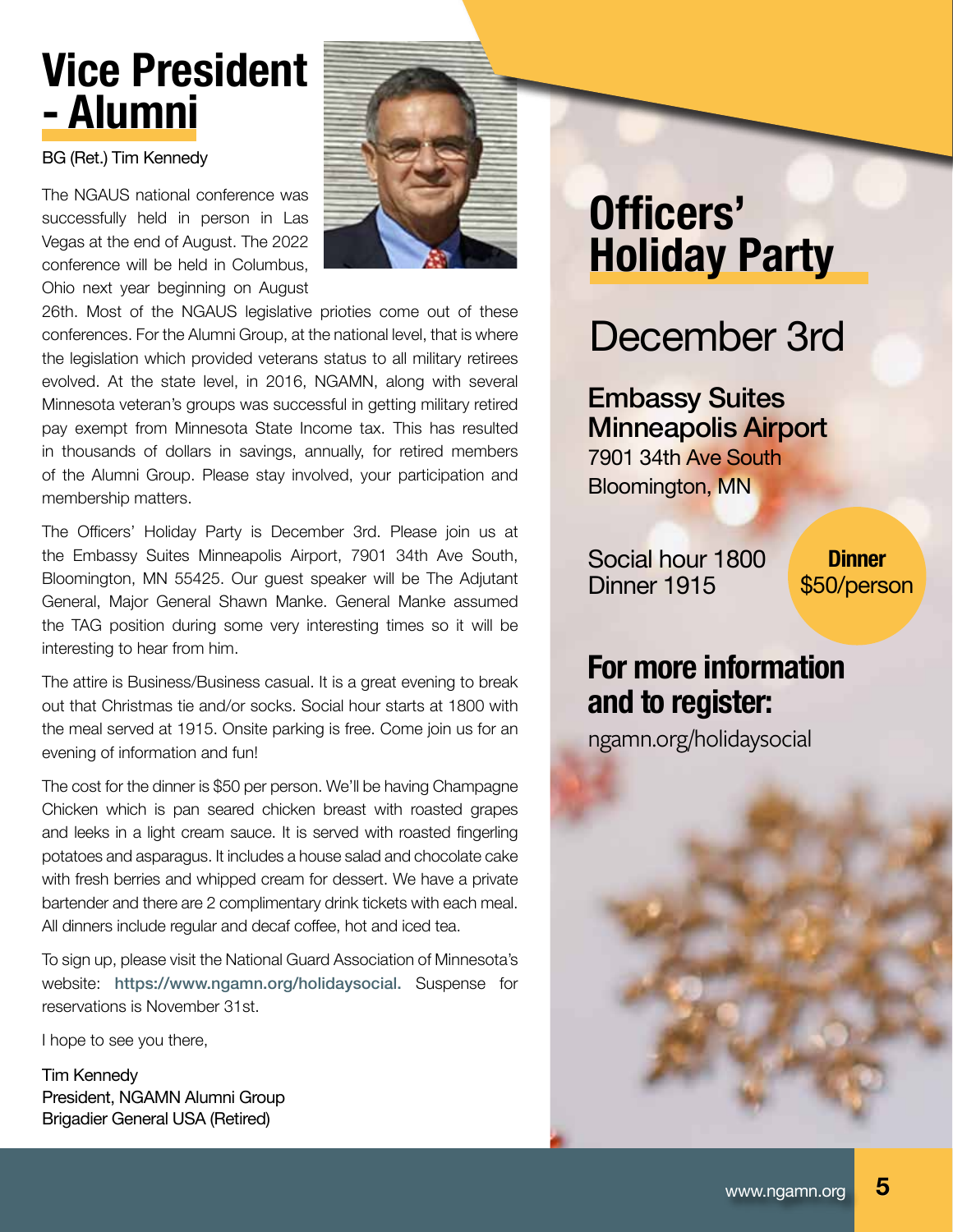# Vice President - Alumni

BG (Ret.) Tim Kennedy

The NGAUS national conference was successfully held in person in Las Vegas at the end of August. The 2022 conference will be held in Columbus, Ohio next year beginning on August 26th. Most of the NGAUS legislative prioties come out of these conferences. For the Alumni Group, at the national level, that is where the legislation which provided veterans status to all military retirees evolved. At the state level, in 2016, NGAMN, along with several Minnesota veteran's groups was successful in getting military retired pay exempt from Minnesota State Income tax. This has resulted in thousands of dollars in savings, annually, for retired members of the Alumni Group. Please stay involved, your participation and membership matters.

The Officers' Holiday Party is December 3rd. Please join us at the Embassy Suites Minneapolis Airport, 7901 34th Ave South, Bloomington, MN 55425. Our guest speaker will be The Adjutant General, Major General Shawn Manke. General Manke assumed the TAG position during some very interesting times so it will be interesting to hear from him.

The attire is Business/Business casual. It is a great evening to break out that Christmas tie and/or socks. Social hour starts at 1800 with the meal served at 1915. Onsite parking is free. Come join us for an evening of information and fun!

The cost for the dinner is $50 per person. We'll be having Champagne Chicken which is pan seared chicken breast with roasted grapes and leeks in a light cream sauce. It is served with roasted fingerling potatoes and asparagus. It includes a house salad and chocolate cake with fresh berries and whipped cream for dessert. We have a private bartender and there are 2 complimentary drink tickets with each meal. All dinners include regular and decaf coffee, hot and iced tea.

To sign up, please visit the National Guard Association of Minnesota's website: https://www.ngamn.org/holidaysocial. Suspense for reservations is November 31st.

I hope to see you there,

Tim Kennedy
President, NGAMN Alumni Group
Brigadier General USA (Retired)

# Officers' Holiday Party

## December 3rd

**Embassy Suites Minneapolis Airport**
7901 34th Ave South
Bloomington, MN

Social hour 1800
Dinner 1915

**Dinner**
$50/person

## For more information and to register:

ngamn.org/holidaysocial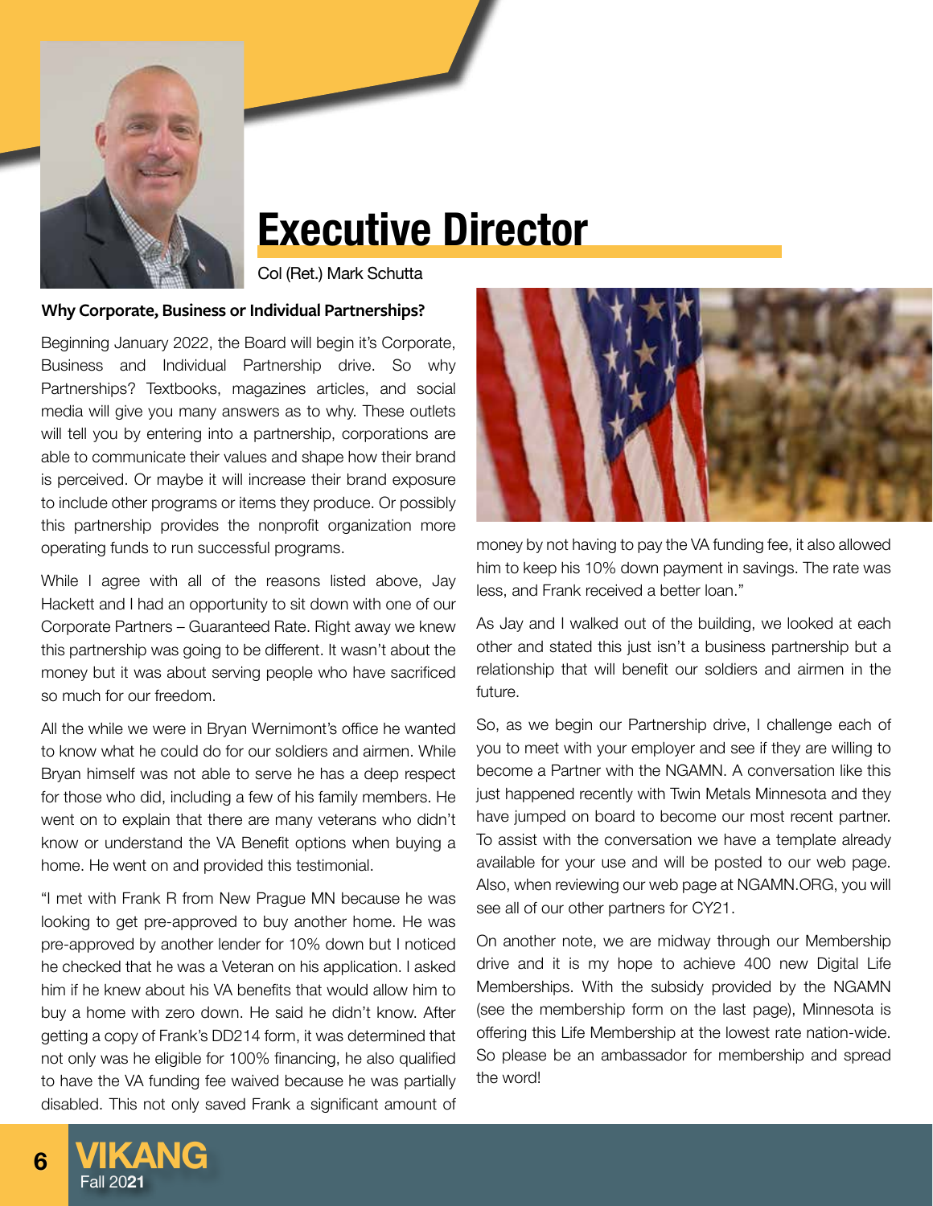# Executive Director

Col (Ret.) Mark Schutta

### Why Corporate, Business or Individual Partnerships?

Beginning January 2022, the Board will begin it's Corporate, Business and Individual Partnership drive. So why Partnerships? Textbooks, magazines articles, and social media will give you many answers as to why. These outlets will tell you by entering into a partnership, corporations are able to communicate their values and shape how their brand is perceived. Or maybe it will increase their brand exposure to include other programs or items they produce. Or possibly this partnership provides the nonprofit organization more operating funds to run successful programs.

While I agree with all of the reasons listed above, Jay Hackett and I had an opportunity to sit down with one of our Corporate Partners – Guaranteed Rate. Right away we knew this partnership was going to be different. It wasn't about the money but it was about serving people who have sacrificed so much for our freedom.

All the while we were in Bryan Wernimont's office he wanted to know what he could do for our soldiers and airmen. While Bryan himself was not able to serve he has a deep respect for those who did, including a few of his family members. He went on to explain that there are many veterans who didn't know or understand the VA Benefit options when buying a home. He went on and provided this testimonial.

"I met with Frank R from New Prague MN because he was looking to get pre-approved to buy another home. He was pre-approved by another lender for 10% down but I noticed he checked that he was a Veteran on his application. I asked him if he knew about his VA benefits that would allow him to buy a home with zero down. He said he didn't know. After getting a copy of Frank's DD214 form, it was determined that not only was he eligible for 100% financing, he also qualified to have the VA funding fee waived because he was partially disabled. This not only saved Frank a significant amount of money by not having to pay the VA funding fee, it also allowed him to keep his 10% down payment in savings. The rate was less, and Frank received a better loan."

As Jay and I walked out of the building, we looked at each other and stated this just isn't a business partnership but a relationship that will benefit our soldiers and airmen in the future.

So, as we begin our Partnership drive, I challenge each of you to meet with your employer and see if they are willing to become a Partner with the NGAMN. A conversation like this just happened recently with Twin Metals Minnesota and they have jumped on board to become our most recent partner. To assist with the conversation we have a template already available for your use and will be posted to our web page. Also, when reviewing our web page at NGAMN.ORG, you will see all of our other partners for CY21.

On another note, we are midway through our Membership drive and it is my hope to achieve 400 new Digital Life Memberships. With the subsidy provided by the NGAMN (see the membership form on the last page), Minnesota is offering this Life Membership at the lowest rate nation-wide. So please be an ambassador for membership and spread the word!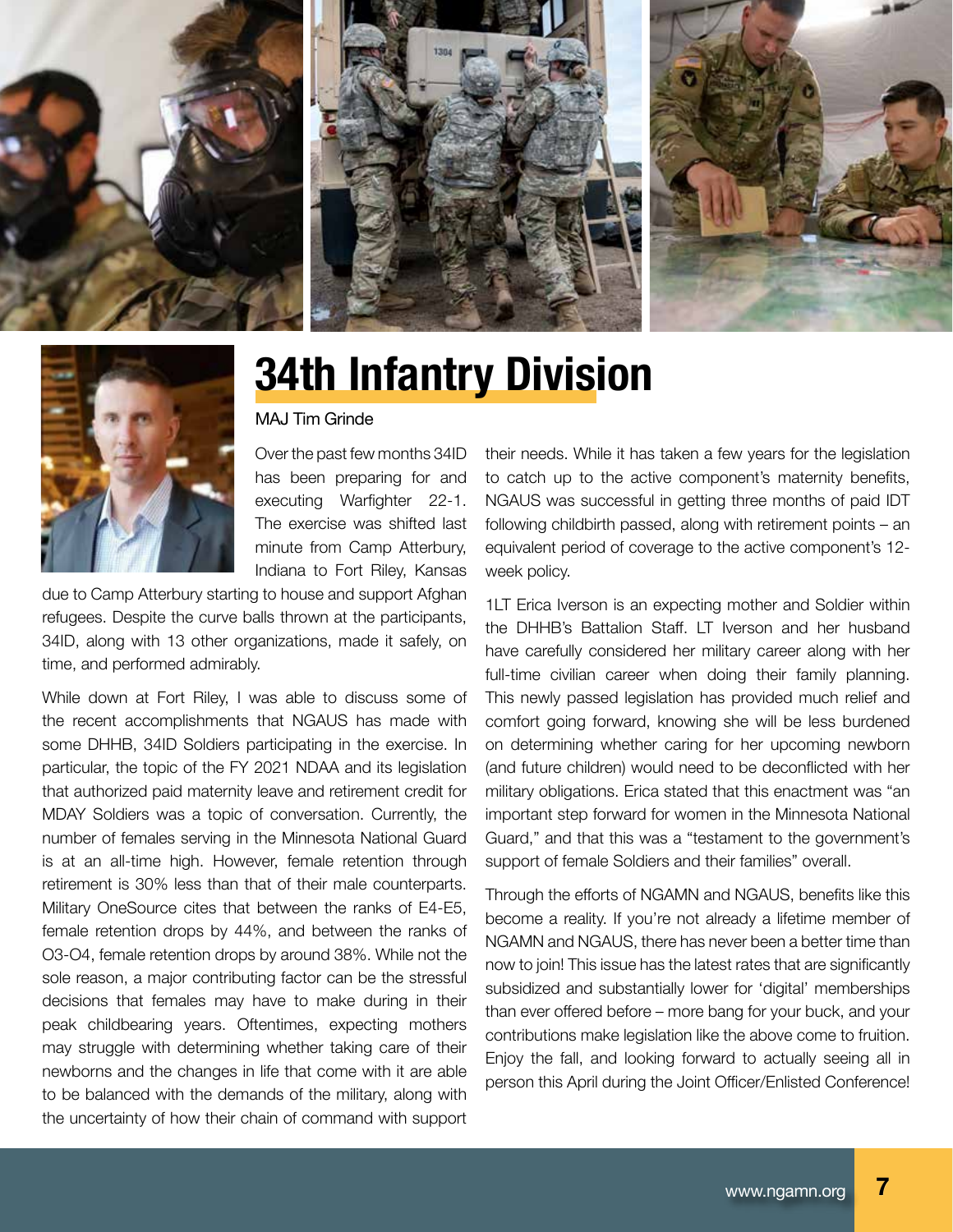# 34th Infantry Division

MAJ Tim Grinde

Over the past few months 34ID has been preparing for and executing Warfighter 22-1. The exercise was shifted last minute from Camp Atterbury, Indiana to Fort Riley, Kansas due to Camp Atterbury starting to house and support Afghan refugees. Despite the curve balls thrown at the participants, 34ID, along with 13 other organizations, made it safely, on time, and performed admirably.

While down at Fort Riley, I was able to discuss some of the recent accomplishments that NGAUS has made with some DHHB, 34ID Soldiers participating in the exercise. In particular, the topic of the FY 2021 NDAA and its legislation that authorized paid maternity leave and retirement credit for MDAY Soldiers was a topic of conversation. Currently, the number of females serving in the Minnesota National Guard is at an all-time high. However, female retention through retirement is 30% less than that of their male counterparts. Military OneSource cites that between the ranks of E4-E5, female retention drops by 44%, and between the ranks of O3-O4, female retention drops by around 38%. While not the sole reason, a major contributing factor can be the stressful decisions that females may have to make during in their peak childbearing years. Oftentimes, expecting mothers may struggle with determining whether taking care of their newborns and the changes in life that come with it are able to be balanced with the demands of the military, along with the uncertainty of how their chain of command with support their needs. While it has taken a few years for the legislation to catch up to the active component's maternity benefits, NGAUS was successful in getting three months of paid IDT following childbirth passed, along with retirement points – an equivalent period of coverage to the active component's 12-week policy.

1LT Erica Iverson is an expecting mother and Soldier within the DHHB's Battalion Staff. LT Iverson and her husband have carefully considered her military career along with her full-time civilian career when doing their family planning. This newly passed legislation has provided much relief and comfort going forward, knowing she will be less burdened on determining whether caring for her upcoming newborn (and future children) would need to be deconflicted with her military obligations. Erica stated that this enactment was "an important step forward for women in the Minnesota National Guard," and that this was a "testament to the government's support of female Soldiers and their families" overall.

Through the efforts of NGAMN and NGAUS, benefits like this become a reality. If you're not already a lifetime member of NGAMN and NGAUS, there has never been a better time than now to join! This issue has the latest rates that are significantly subsidized and substantially lower for 'digital' memberships than ever offered before – more bang for your buck, and your contributions make legislation like the above come to fruition. Enjoy the fall, and looking forward to actually seeing all in person this April during the Joint Officer/Enlisted Conference!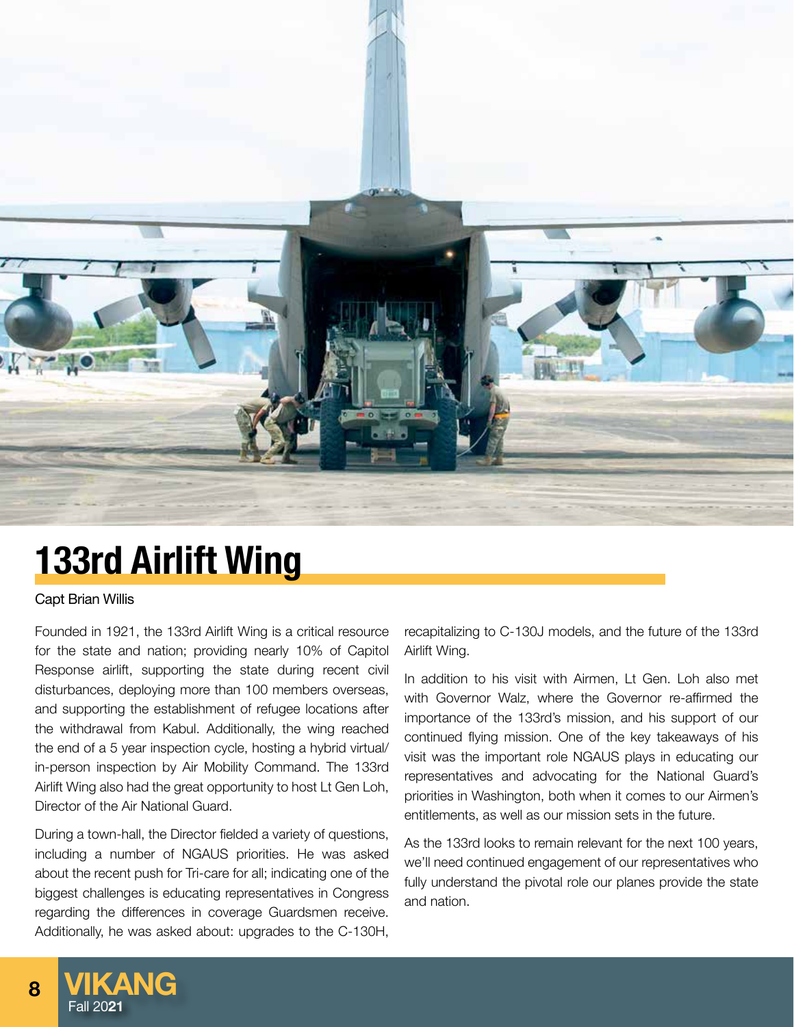# 133rd Airlift Wing

Capt Brian Willis

Founded in 1921, the 133rd Airlift Wing is a critical resource for the state and nation; providing nearly 10% of Capitol Response airlift, supporting the state during recent civil disturbances, deploying more than 100 members overseas, and supporting the establishment of refugee locations after the withdrawal from Kabul. Additionally, the wing reached the end of a 5 year inspection cycle, hosting a hybrid virtual/in-person inspection by Air Mobility Command. The 133rd Airlift Wing also had the great opportunity to host Lt Gen Loh, Director of the Air National Guard.

During a town-hall, the Director fielded a variety of questions, including a number of NGAUS priorities. He was asked about the recent push for Tri-care for all; indicating one of the biggest challenges is educating representatives in Congress regarding the differences in coverage Guardsmen receive. Additionally, he was asked about: upgrades to the C-130H, recapitalizing to C-130J models, and the future of the 133rd Airlift Wing.

In addition to his visit with Airmen, Lt Gen. Loh also met with Governor Walz, where the Governor re-affirmed the importance of the 133rd's mission, and his support of our continued flying mission. One of the key takeaways of his visit was the important role NGAUS plays in educating our representatives and advocating for the National Guard's priorities in Washington, both when it comes to our Airmen's entitlements, as well as our mission sets in the future.

As the 133rd looks to remain relevant for the next 100 years, we'll need continued engagement of our representatives who fully understand the pivotal role our planes provide the state and nation.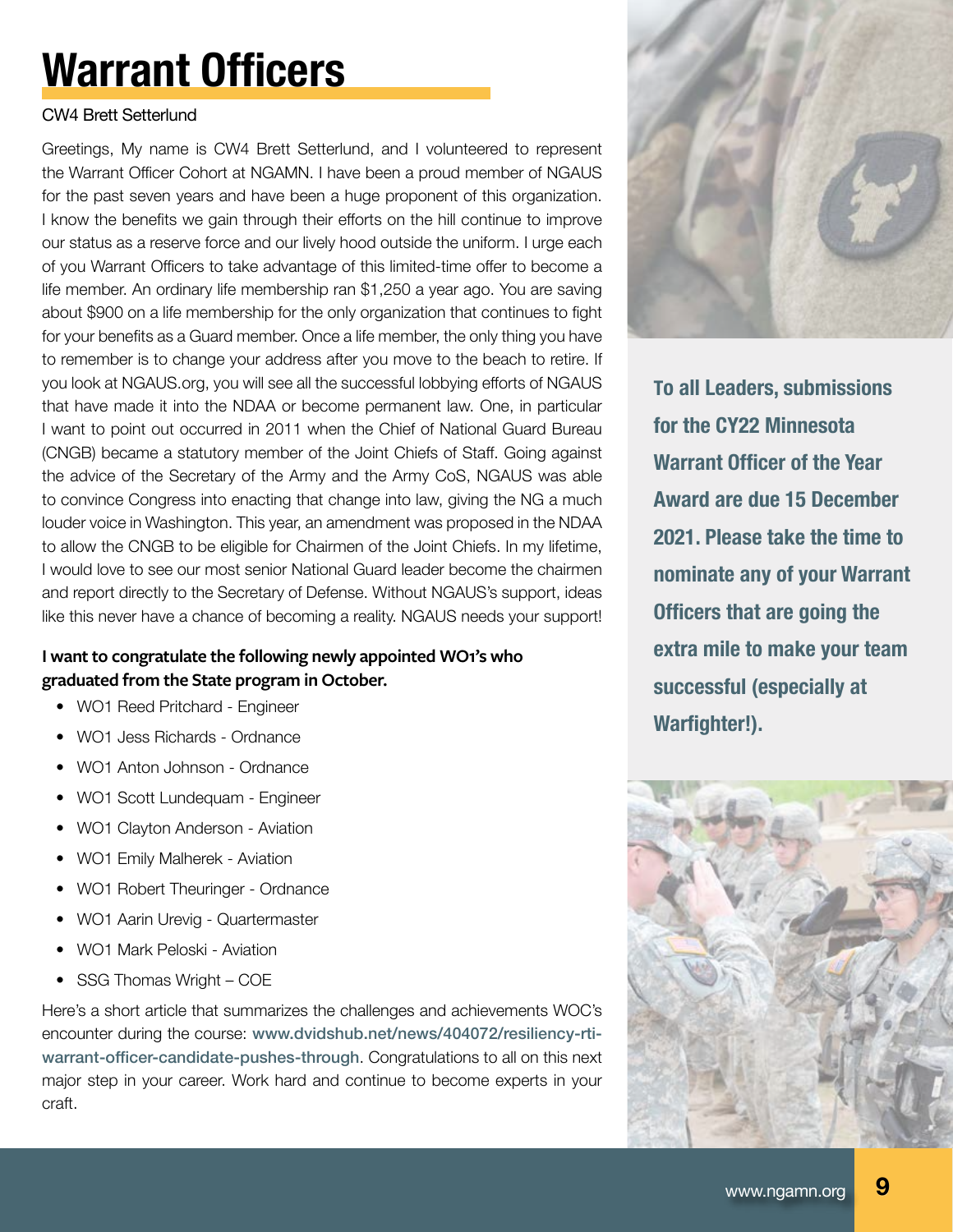# Warrant Officers

CW4 Brett Setterlund

Greetings, My name is CW4 Brett Setterlund, and I volunteered to represent the Warrant Officer Cohort at NGAMN. I have been a proud member of NGAUS for the past seven years and have been a huge proponent of this organization. I know the benefits we gain through their efforts on the hill continue to improve our status as a reserve force and our lively hood outside the uniform. I urge each of you Warrant Officers to take advantage of this limited-time offer to become a life member. An ordinary life membership ran $1,250 a year ago. You are saving about $900 on a life membership for the only organization that continues to fight for your benefits as a Guard member. Once a life member, the only thing you have to remember is to change your address after you move to the beach to retire. If you look at NGAUS.org, you will see all the successful lobbying efforts of NGAUS that have made it into the NDAA or become permanent law. One, in particular I want to point out occurred in 2011 when the Chief of National Guard Bureau (CNGB) became a statutory member of the Joint Chiefs of Staff. Going against the advice of the Secretary of the Army and the Army CoS, NGAUS was able to convince Congress into enacting that change into law, giving the NG a much louder voice in Washington. This year, an amendment was proposed in the NDAA to allow the CNGB to be eligible for Chairmen of the Joint Chiefs. In my lifetime, I would love to see our most senior National Guard leader become the chairmen and report directly to the Secretary of Defense. Without NGAUS's support, ideas like this never have a chance of becoming a reality. NGAUS needs your support!

**I want to congratulate the following newly appointed WO1's who graduated from the State program in October.**

- WO1 Reed Pritchard - Engineer
- WO1 Jess Richards - Ordnance
- WO1 Anton Johnson - Ordnance
- WO1 Scott Lundequam - Engineer
- WO1 Clayton Anderson - Aviation
- WO1 Emily Malherek - Aviation
- WO1 Robert Theuringer - Ordnance
- WO1 Aarin Urevig - Quartermaster
- WO1 Mark Peloski - Aviation
- SSG Thomas Wright – COE

Here's a short article that summarizes the challenges and achievements WOC's encounter during the course: www.dvidshub.net/news/404072/resiliency-rti-warrant-officer-candidate-pushes-through. Congratulations to all on this next major step in your career. Work hard and continue to become experts in your craft.

**To all Leaders, submissions for the CY22 Minnesota Warrant Officer of the Year Award are due 15 December 2021. Please take the time to nominate any of your Warrant Officers that are going the extra mile to make your team successful (especially at Warfighter!).**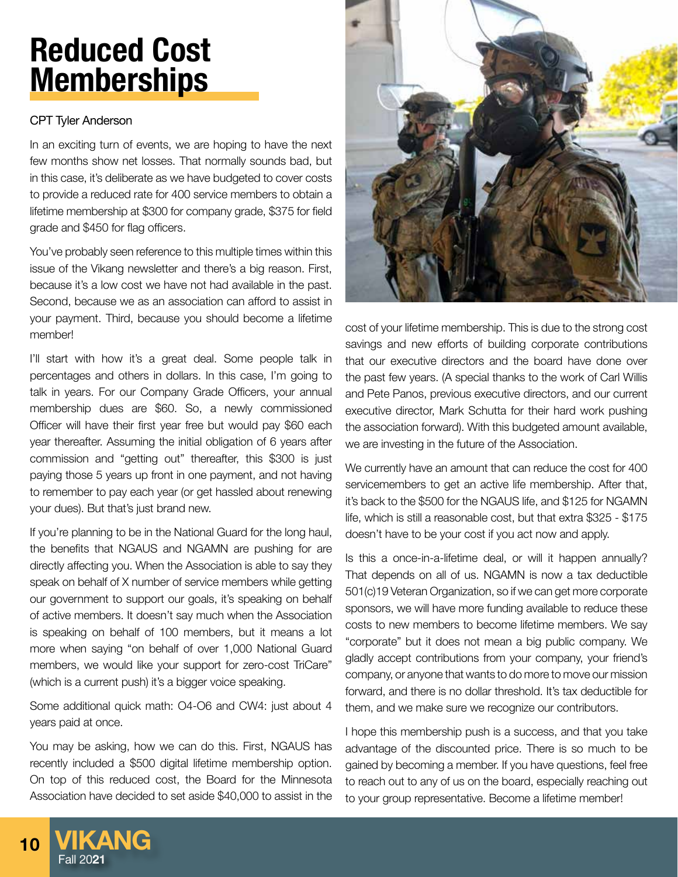# Reduced Cost Memberships

CPT Tyler Anderson

In an exciting turn of events, we are hoping to have the next few months show net losses. That normally sounds bad, but in this case, it's deliberate as we have budgeted to cover costs to provide a reduced rate for 400 service members to obtain a lifetime membership at $300 for company grade, $375 for field grade and $450 for flag officers.

You've probably seen reference to this multiple times within this issue of the Vikang newsletter and there's a big reason. First, because it's a low cost we have not had available in the past. Second, because we as an association can afford to assist in your payment. Third, because you should become a lifetime member!

I'll start with how it's a great deal. Some people talk in percentages and others in dollars. In this case, I'm going to talk in years. For our Company Grade Officers, your annual membership dues are $60. So, a newly commissioned Officer will have their first year free but would pay $60 each year thereafter. Assuming the initial obligation of 6 years after commission and "getting out" thereafter, this $300 is just paying those 5 years up front in one payment, and not having to remember to pay each year (or get hassled about renewing your dues). But that's just brand new.

If you're planning to be in the National Guard for the long haul, the benefits that NGAUS and NGAMN are pushing for are directly affecting you. When the Association is able to say they speak on behalf of X number of service members while getting our government to support our goals, it's speaking on behalf of active members. It doesn't say much when the Association is speaking on behalf of 100 members, but it means a lot more when saying "on behalf of over 1,000 National Guard members, we would like your support for zero-cost TriCare" (which is a current push) it's a bigger voice speaking.

Some additional quick math: O4-O6 and CW4: just about 4 years paid at once.

You may be asking, how we can do this. First, NGAUS has recently included a $500 digital lifetime membership option. On top of this reduced cost, the Board for the Minnesota Association have decided to set aside $40,000 to assist in the cost of your lifetime membership. This is due to the strong cost savings and new efforts of building corporate contributions that our executive directors and the board have done over the past few years. (A special thanks to the work of Carl Willis and Pete Panos, previous executive directors, and our current executive director, Mark Schutta for their hard work pushing the association forward). With this budgeted amount available, we are investing in the future of the Association.

We currently have an amount that can reduce the cost for 400 servicemembers to get an active life membership. After that, it's back to the $500 for the NGAUS life, and $125 for NGAMN life, which is still a reasonable cost, but that extra $325 - $175 doesn't have to be your cost if you act now and apply.

Is this a once-in-a-lifetime deal, or will it happen annually? That depends on all of us. NGAMN is now a tax deductible 501(c)19 Veteran Organization, so if we can get more corporate sponsors, we will have more funding available to reduce these costs to new members to become lifetime members. We say "corporate" but it does not mean a big public company. We gladly accept contributions from your company, your friend's company, or anyone that wants to do more to move our mission forward, and there is no dollar threshold. It's tax deductible for them, and we make sure we recognize our contributors.

I hope this membership push is a success, and that you take advantage of the discounted price. There is so much to be gained by becoming a member. If you have questions, feel free to reach out to any of us on the board, especially reaching out to your group representative. Become a lifetime member!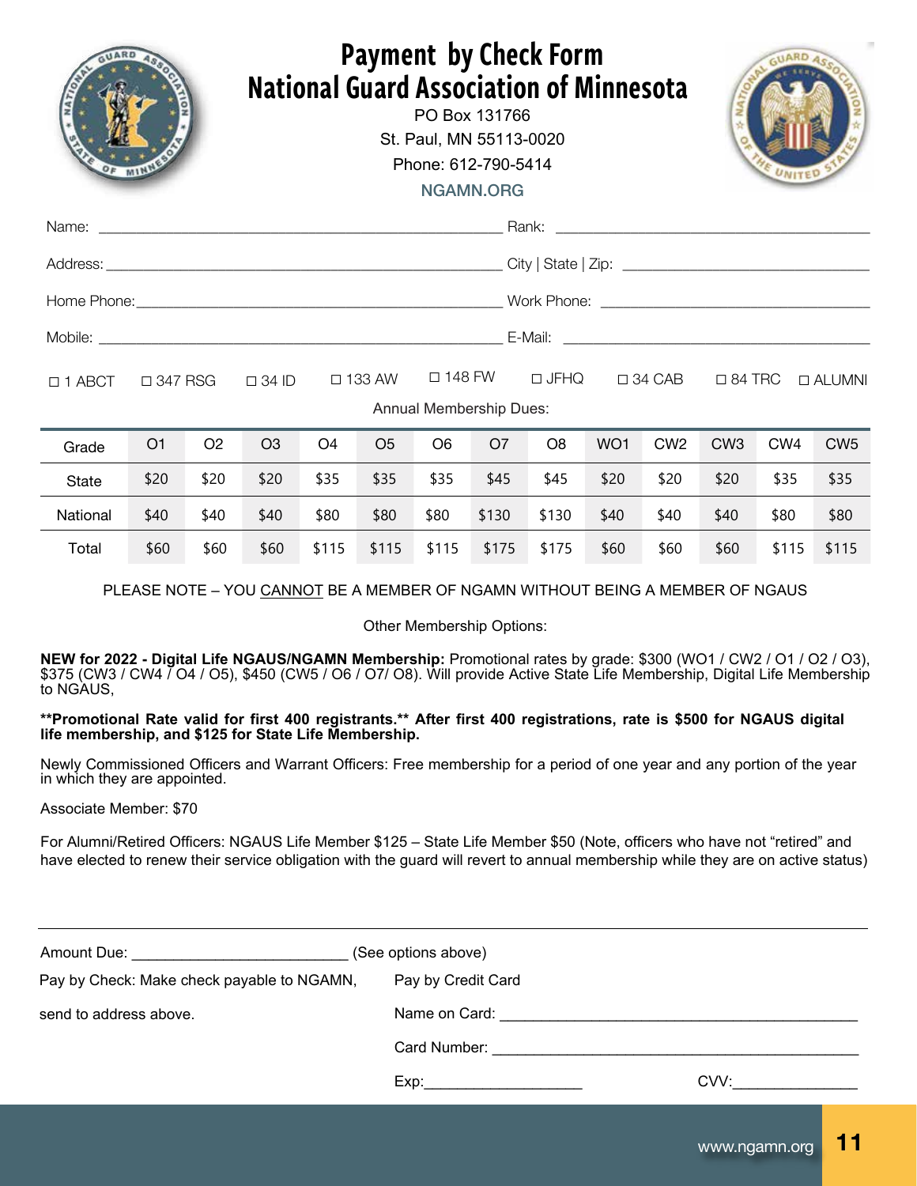# Payment by Check Form
# National Guard Association of Minnesota

PO Box 131766
St. Paul, MN 55113-0020
Phone: 612-790-5414
NGAMN.ORG

Name: ______________________________ Rank: ______________________________

Address: ______________________________ City | State | Zip: ______________________________

Home Phone: ______________________________ Work Phone: ______________________________

Mobile: ______________________________ E-Mail: ______________________________

☐ 1 ABCT ☐ 347 RSG ☐ 34 ID ☐ 133 AW ☐ 148 FW ☐ JFHQ ☐ 34 CAB ☐ 84 TRC ☐ ALUMNI

Annual Membership Dues:

| Grade | O1 | O2 | O3 | O4 | O5 | O6 | O7 | O8 | WO1 | CW2 | CW3 | CW4 | CW5 |
|---|---|---|---|---|---|---|---|---|---|---|---|---|---|
| State | $20 | $20 | $20 | $35 | $35 | $35 | $45 | $45 | $20 | $20 | $20 | $35 | $35 |
| National | $40 | $40 | $40 | $80 | $80 | $80 | $130 | $130 | $40 | $40 | $40 | $80 | $80 |
| Total | $60 | $60 | $60 | $115 | $115 | $115 | $175 | $175 | $60 | $60 | $60 | $115 | $115 |

PLEASE NOTE – YOU CANNOT BE A MEMBER OF NGAMN WITHOUT BEING A MEMBER OF NGAUS

Other Membership Options:

**NEW for 2022 - Digital Life NGAUS/NGAMN Membership:** Promotional rates by grade: $300 (WO1 / CW2 / O1 / O2 / O3), $375 (CW3 / CW4 / O4 / O5), $450 (CW5 / O6 / O7/ O8). Will provide Active State Life Membership, Digital Life Membership to NGAUS,

**Promotional Rate valid for first 400 registrants.** After first 400 registrations, rate is $500 for NGAUS digital life membership, and $125 for State Life Membership.**

Newly Commissioned Officers and Warrant Officers: Free membership for a period of one year and any portion of the year in which they are appointed.

Associate Member: $70

For Alumni/Retired Officers: NGAUS Life Member $125 – State Life Member $50 (Note, officers who have not "retired" and have elected to renew their service obligation with the guard will revert to annual membership while they are on active status)

---

Amount Due: ______________________ (See options above)

Pay by Check: Make check payable to NGAMN, send to address above.

Pay by Credit Card

Name on Card: ______________________________

Card Number: ______________________________

Exp: ____________________ CVV: ______________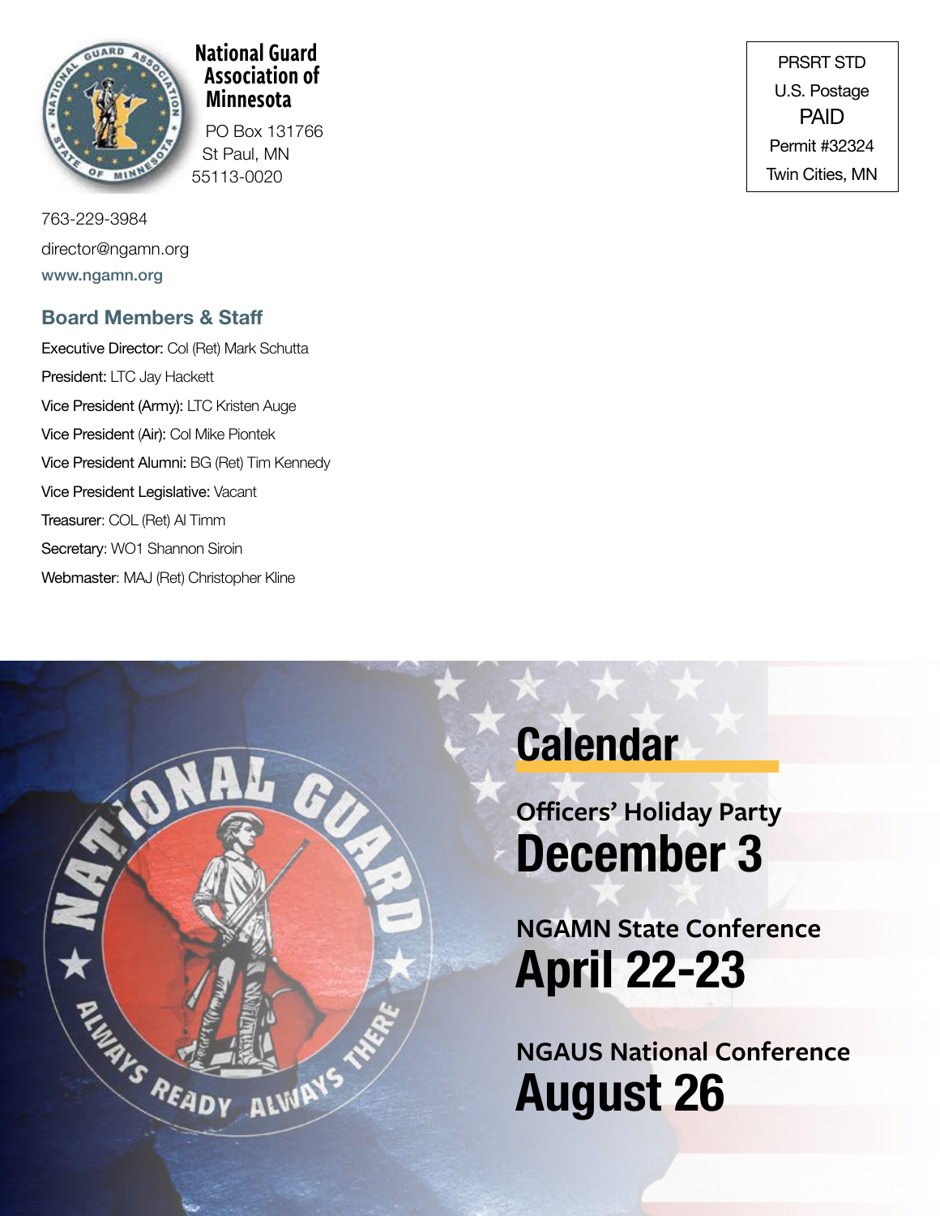**National Guard Association of Minnesota**

PO Box 131766
St Paul, MN
55113-0020

PRSRT STD
U.S. Postage
PAID
Permit #32324
Twin Cities, MN

763-229-3984
director@ngamn.org
www.ngamn.org

## Board Members & Staff

Executive Director: Col (Ret) Mark Schutta
President: LTC Jay Hackett
Vice President (Army): LTC Kristen Auge
Vice President (Air): Col Mike Piontek
Vice President Alumni: BG (Ret) Tim Kennedy
Vice President Legislative: Vacant
Treasurer: COL (Ret) Al Timm
Secretary: WO1 Shannon Siroin
Webmaster: MAJ (Ret) Christopher Kline

# Calendar

### Officers' Holiday Party
**December 3**

### NGAMN State Conference
**April 22-23**

### NGAUS National Conference
**August 26**